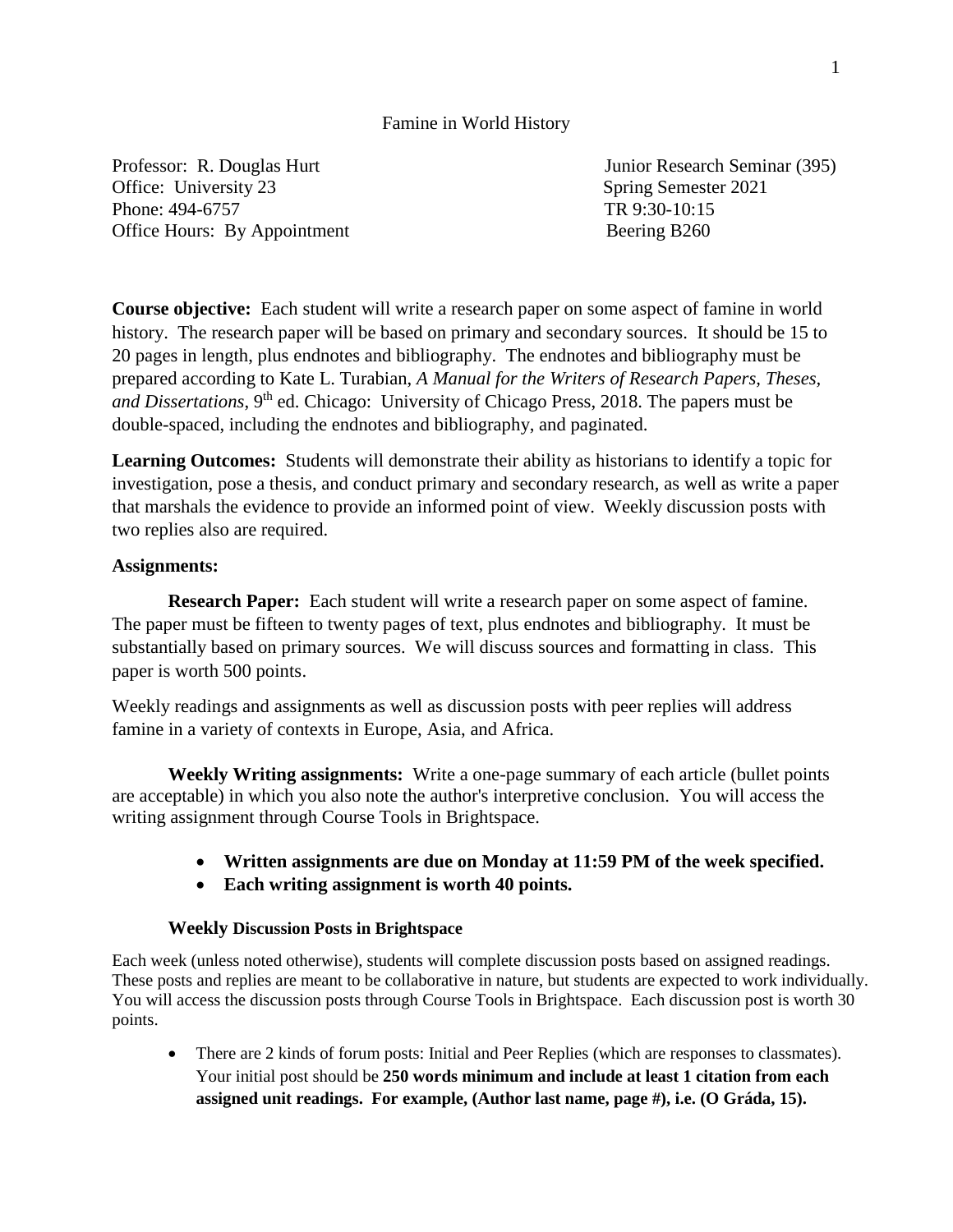# Famine in World History

| | |
|---|---|
| Professor: R. Douglas Hurt | Junior Research Seminar (395) |
| Office: University 23 | Spring Semester 2021 |
| Phone: 494-6757 | TR 9:30-10:15 |
| Office Hours: By Appointment | Beering B260 |

**Course objective:** Each student will write a research paper on some aspect of famine in world history. The research paper will be based on primary and secondary sources. It should be 15 to 20 pages in length, plus endnotes and bibliography. The endnotes and bibliography must be prepared according to Kate L. Turabian, *A Manual for the Writers of Research Papers, Theses, and Dissertations*, 9th ed. Chicago: University of Chicago Press, 2018. The papers must be double-spaced, including the endnotes and bibliography, and paginated.

**Learning Outcomes:** Students will demonstrate their ability as historians to identify a topic for investigation, pose a thesis, and conduct primary and secondary research, as well as write a paper that marshals the evidence to provide an informed point of view. Weekly discussion posts with two replies also are required.

**Assignments:**

**Research Paper:** Each student will write a research paper on some aspect of famine. The paper must be fifteen to twenty pages of text, plus endnotes and bibliography. It must be substantially based on primary sources. We will discuss sources and formatting in class. This paper is worth 500 points.

Weekly readings and assignments as well as discussion posts with peer replies will address famine in a variety of contexts in Europe, Asia, and Africa.

**Weekly Writing assignments:** Write a one-page summary of each article (bullet points are acceptable) in which you also note the author's interpretive conclusion. You will access the writing assignment through Course Tools in Brightspace.

- **Written assignments are due on Monday at 11:59 PM of the week specified.**
- **Each writing assignment is worth 40 points.**

**Weekly Discussion Posts in Brightspace**

Each week (unless noted otherwise), students will complete discussion posts based on assigned readings. These posts and replies are meant to be collaborative in nature, but students are expected to work individually. You will access the discussion posts through Course Tools in Brightspace. Each discussion post is worth 30 points.

- There are 2 kinds of forum posts: Initial and Peer Replies (which are responses to classmates). Your initial post should be **250 words minimum and include at least 1 citation from each assigned unit readings. For example, (Author last name, page #), i.e. (O Gráda, 15).**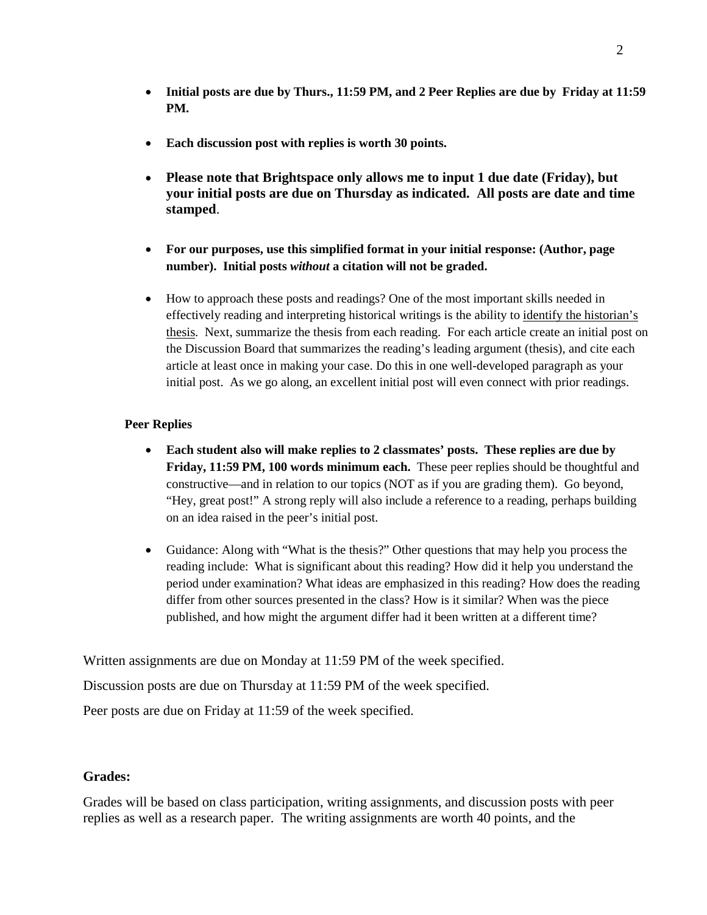- **Initial posts are due by Thurs., 11:59 PM, and 2 Peer Replies are due by Friday at 11:59 PM.**
- **Each discussion post with replies is worth 30 points.**
- **Please note that Brightspace only allows me to input 1 due date (Friday), but your initial posts are due on Thursday as indicated. All posts are date and time stamped**.
- **For our purposes, use this simplified format in your initial response: (Author, page number). Initial posts *without* a citation will not be graded.**
- How to approach these posts and readings? One of the most important skills needed in effectively reading and interpreting historical writings is the ability to identify the historian's thesis. Next, summarize the thesis from each reading. For each article create an initial post on the Discussion Board that summarizes the reading's leading argument (thesis), and cite each article at least once in making your case. Do this in one well-developed paragraph as your initial post. As we go along, an excellent initial post will even connect with prior readings.

**Peer Replies**

- **Each student also will make replies to 2 classmates' posts. These replies are due by Friday, 11:59 PM, 100 words minimum each.** These peer replies should be thoughtful and constructive—and in relation to our topics (NOT as if you are grading them). Go beyond, "Hey, great post!" A strong reply will also include a reference to a reading, perhaps building on an idea raised in the peer's initial post.
- Guidance: Along with "What is the thesis?" Other questions that may help you process the reading include: What is significant about this reading? How did it help you understand the period under examination? What ideas are emphasized in this reading? How does the reading differ from other sources presented in the class? How is it similar? When was the piece published, and how might the argument differ had it been written at a different time?

Written assignments are due on Monday at 11:59 PM of the week specified.

Discussion posts are due on Thursday at 11:59 PM of the week specified.

Peer posts are due on Friday at 11:59 of the week specified.

**Grades:**

Grades will be based on class participation, writing assignments, and discussion posts with peer replies as well as a research paper. The writing assignments are worth 40 points, and the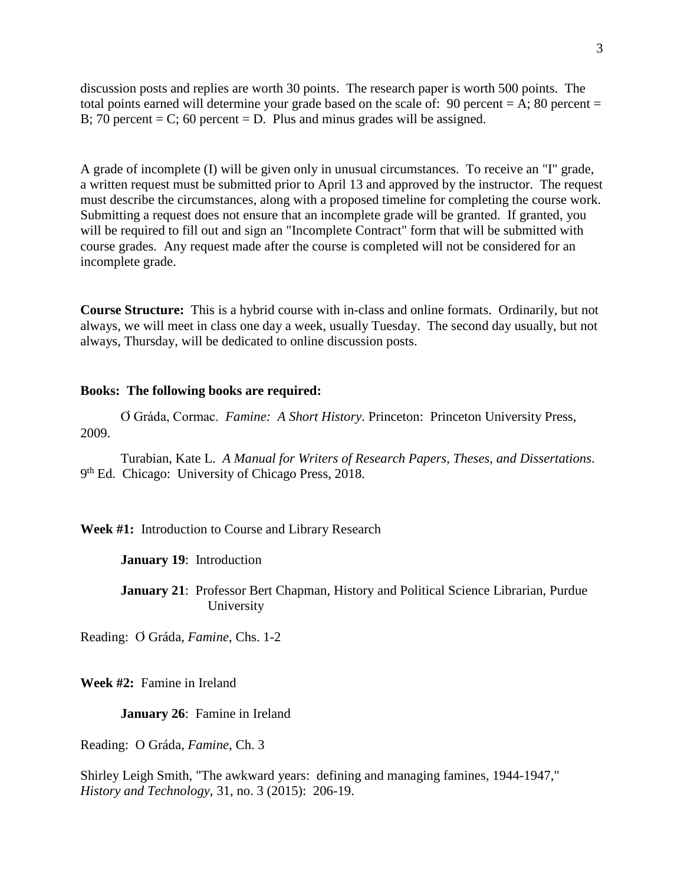discussion posts and replies are worth 30 points. The research paper is worth 500 points. The total points earned will determine your grade based on the scale of: 90 percent = A; 80 percent = B; 70 percent = C; 60 percent = D. Plus and minus grades will be assigned.

A grade of incomplete (I) will be given only in unusual circumstances. To receive an "I" grade, a written request must be submitted prior to April 13 and approved by the instructor. The request must describe the circumstances, along with a proposed timeline for completing the course work. Submitting a request does not ensure that an incomplete grade will be granted. If granted, you will be required to fill out and sign an "Incomplete Contract" form that will be submitted with course grades. Any request made after the course is completed will not be considered for an incomplete grade.

**Course Structure:** This is a hybrid course with in-class and online formats. Ordinarily, but not always, we will meet in class one day a week, usually Tuesday. The second day usually, but not always, Thursday, will be dedicated to online discussion posts.

**Books: The following books are required:**

Ó Gráda, Cormac. *Famine: A Short History*. Princeton: Princeton University Press, 2009.

Turabian, Kate L. *A Manual for Writers of Research Papers, Theses, and Dissertations*. 9th Ed. Chicago: University of Chicago Press, 2018.

**Week #1:** Introduction to Course and Library Research

**January 19**: Introduction

**January 21**: Professor Bert Chapman, History and Political Science Librarian, Purdue University

Reading: Ó Gráda, *Famine*, Chs. 1-2

**Week #2:** Famine in Ireland

**January 26**: Famine in Ireland

Reading: O Gráda, *Famine*, Ch. 3

Shirley Leigh Smith, "The awkward years: defining and managing famines, 1944-1947," *History and Technology*, 31, no. 3 (2015): 206-19.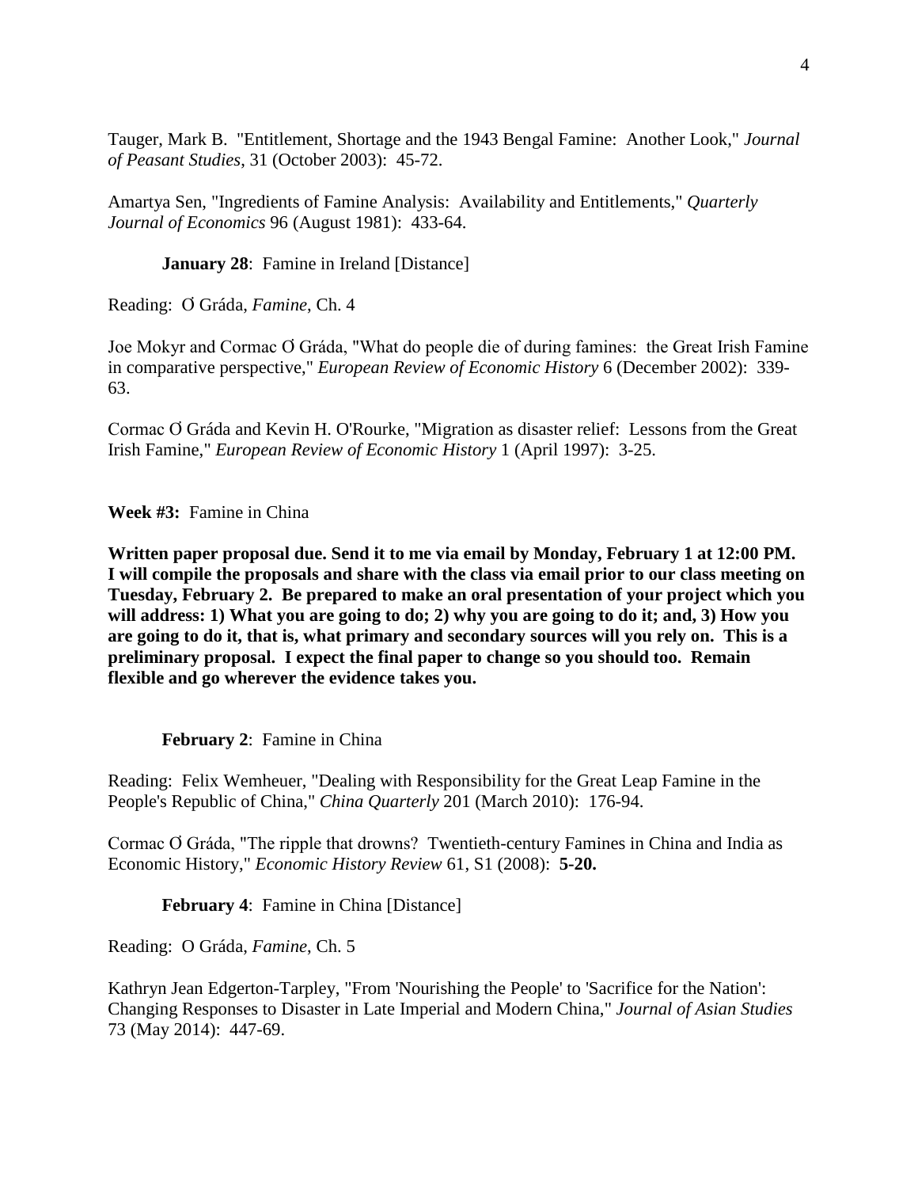Tauger, Mark B. "Entitlement, Shortage and the 1943 Bengal Famine: Another Look," *Journal of Peasant Studies*, 31 (October 2003): 45-72.

Amartya Sen, "Ingredients of Famine Analysis: Availability and Entitlements," *Quarterly Journal of Economics* 96 (August 1981): 433-64.

**January 28**: Famine in Ireland [Distance]

Reading: Ơ Gráda, *Famine*, Ch. 4

Joe Mokyr and Cormac Ơ Gráda, "What do people die of during famines: the Great Irish Famine in comparative perspective," *European Review of Economic History* 6 (December 2002): 339-63.

Cormac Ơ Gráda and Kevin H. O'Rourke, "Migration as disaster relief: Lessons from the Great Irish Famine," *European Review of Economic History* 1 (April 1997): 3-25.

**Week #3:** Famine in China

**Written paper proposal due. Send it to me via email by Monday, February 1 at 12:00 PM. I will compile the proposals and share with the class via email prior to our class meeting on Tuesday, February 2. Be prepared to make an oral presentation of your project which you will address: 1) What you are going to do; 2) why you are going to do it; and, 3) How you are going to do it, that is, what primary and secondary sources will you rely on. This is a preliminary proposal. I expect the final paper to change so you should too. Remain flexible and go wherever the evidence takes you.**

**February 2**: Famine in China

Reading: Felix Wemheuer, "Dealing with Responsibility for the Great Leap Famine in the People's Republic of China," *China Quarterly* 201 (March 2010): 176-94.

Cormac Ơ Gráda, "The ripple that drowns? Twentieth-century Famines in China and India as Economic History," *Economic History Review* 61, S1 (2008): **5-20.**

**February 4**: Famine in China [Distance]

Reading: O Gráda, *Famine*, Ch. 5

Kathryn Jean Edgerton-Tarpley, "From 'Nourishing the People' to 'Sacrifice for the Nation': Changing Responses to Disaster in Late Imperial and Modern China," *Journal of Asian Studies* 73 (May 2014): 447-69.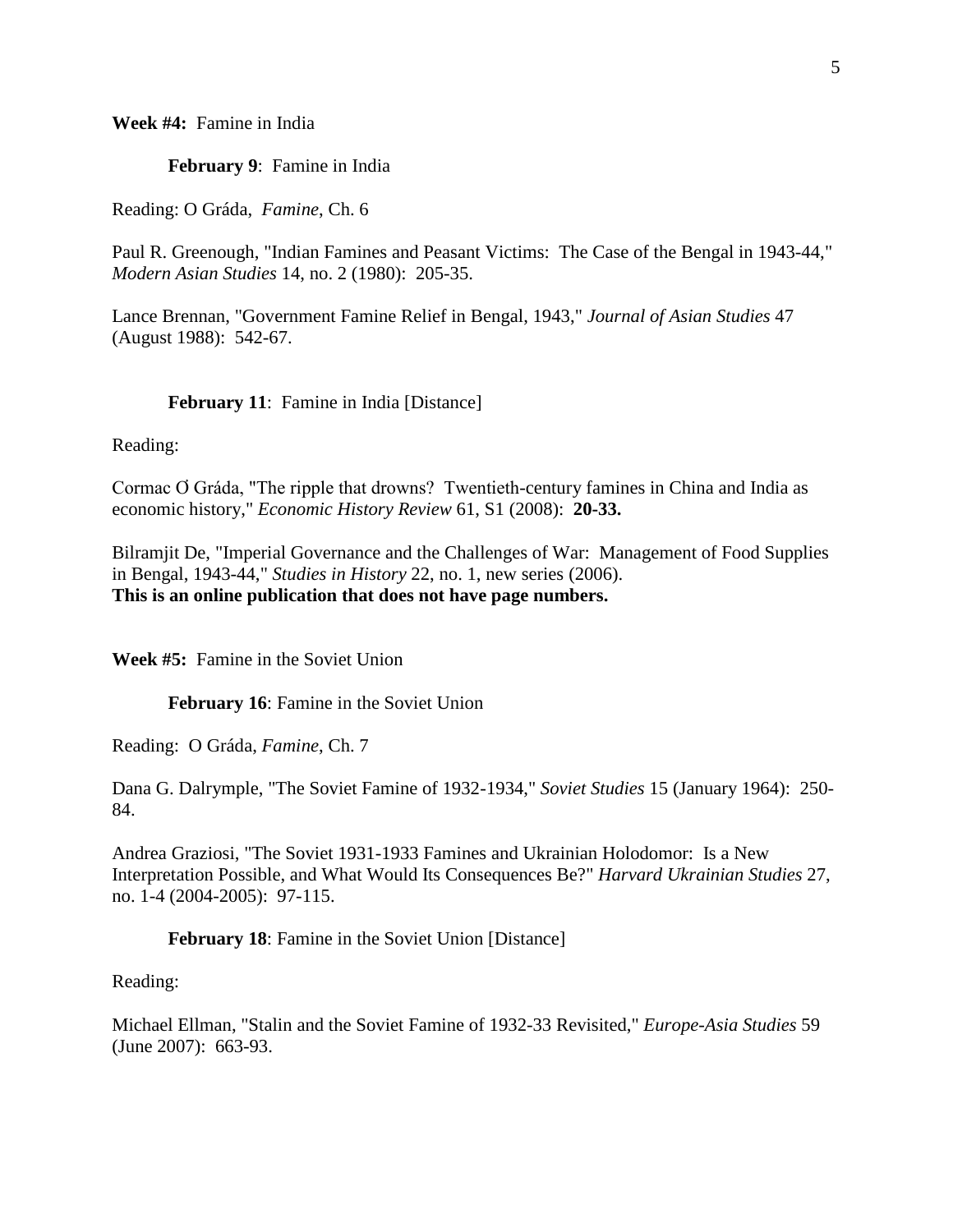**Week #4:** Famine in India

**February 9**: Famine in India

Reading: O Gráda, *Famine*, Ch. 6

Paul R. Greenough, "Indian Famines and Peasant Victims: The Case of the Bengal in 1943-44," *Modern Asian Studies* 14, no. 2 (1980): 205-35.

Lance Brennan, "Government Famine Relief in Bengal, 1943," *Journal of Asian Studies* 47 (August 1988): 542-67.

**February 11**: Famine in India [Distance]

Reading:

Cormac Ơ Gráda, "The ripple that drowns? Twentieth-century famines in China and India as economic history," *Economic History Review* 61, S1 (2008): **20-33.**

Bilramjit De, "Imperial Governance and the Challenges of War: Management of Food Supplies in Bengal, 1943-44," *Studies in History* 22, no. 1, new series (2006).
**This is an online publication that does not have page numbers.**

**Week #5:** Famine in the Soviet Union

**February 16**: Famine in the Soviet Union

Reading: O Gráda, *Famine*, Ch. 7

Dana G. Dalrymple, "The Soviet Famine of 1932-1934," *Soviet Studies* 15 (January 1964): 250-84.

Andrea Graziosi, "The Soviet 1931-1933 Famines and Ukrainian Holodomor: Is a New Interpretation Possible, and What Would Its Consequences Be?" *Harvard Ukrainian Studies* 27, no. 1-4 (2004-2005): 97-115.

**February 18**: Famine in the Soviet Union [Distance]

Reading:

Michael Ellman, "Stalin and the Soviet Famine of 1932-33 Revisited," *Europe-Asia Studies* 59 (June 2007): 663-93.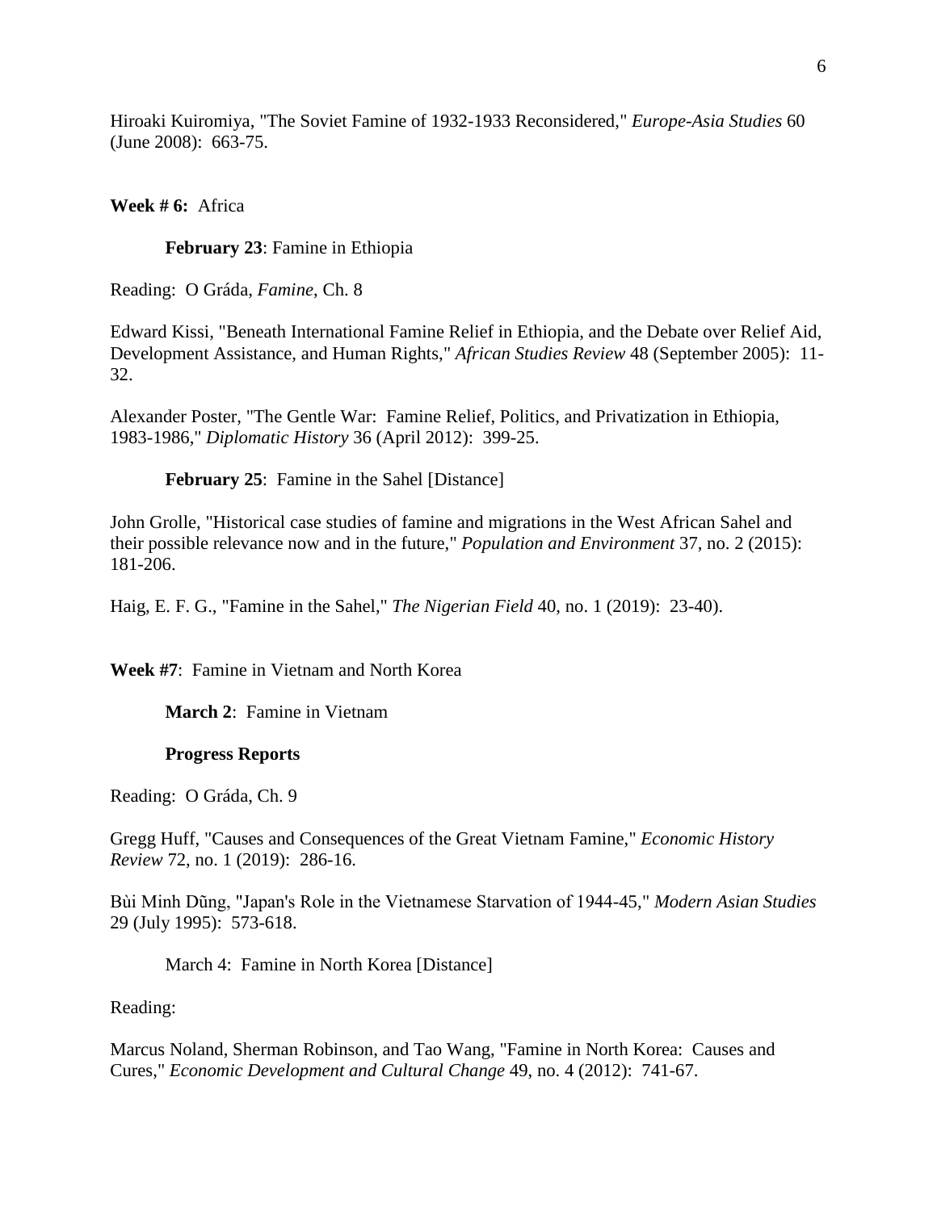Hiroaki Kuiromiya, "The Soviet Famine of 1932-1933 Reconsidered," *Europe-Asia Studies* 60 (June 2008): 663-75.

**Week # 6:** Africa

**February 23**: Famine in Ethiopia

Reading: O Gráda, *Famine*, Ch. 8

Edward Kissi, "Beneath International Famine Relief in Ethiopia, and the Debate over Relief Aid, Development Assistance, and Human Rights," *African Studies Review* 48 (September 2005): 11-32.

Alexander Poster, "The Gentle War: Famine Relief, Politics, and Privatization in Ethiopia, 1983-1986," *Diplomatic History* 36 (April 2012): 399-25.

**February 25**: Famine in the Sahel [Distance]

John Grolle, "Historical case studies of famine and migrations in the West African Sahel and their possible relevance now and in the future," *Population and Environment* 37, no. 2 (2015): 181-206.

Haig, E. F. G., "Famine in the Sahel," *The Nigerian Field* 40, no. 1 (2019): 23-40).

**Week #7**: Famine in Vietnam and North Korea

**March 2**: Famine in Vietnam

**Progress Reports**

Reading: O Gráda, Ch. 9

Gregg Huff, "Causes and Consequences of the Great Vietnam Famine," *Economic History Review* 72, no. 1 (2019): 286-16.

Bùi Minh Dũng, "Japan's Role in the Vietnamese Starvation of 1944-45," *Modern Asian Studies* 29 (July 1995): 573-618.

March 4: Famine in North Korea [Distance]

Reading:

Marcus Noland, Sherman Robinson, and Tao Wang, "Famine in North Korea: Causes and Cures," *Economic Development and Cultural Change* 49, no. 4 (2012): 741-67.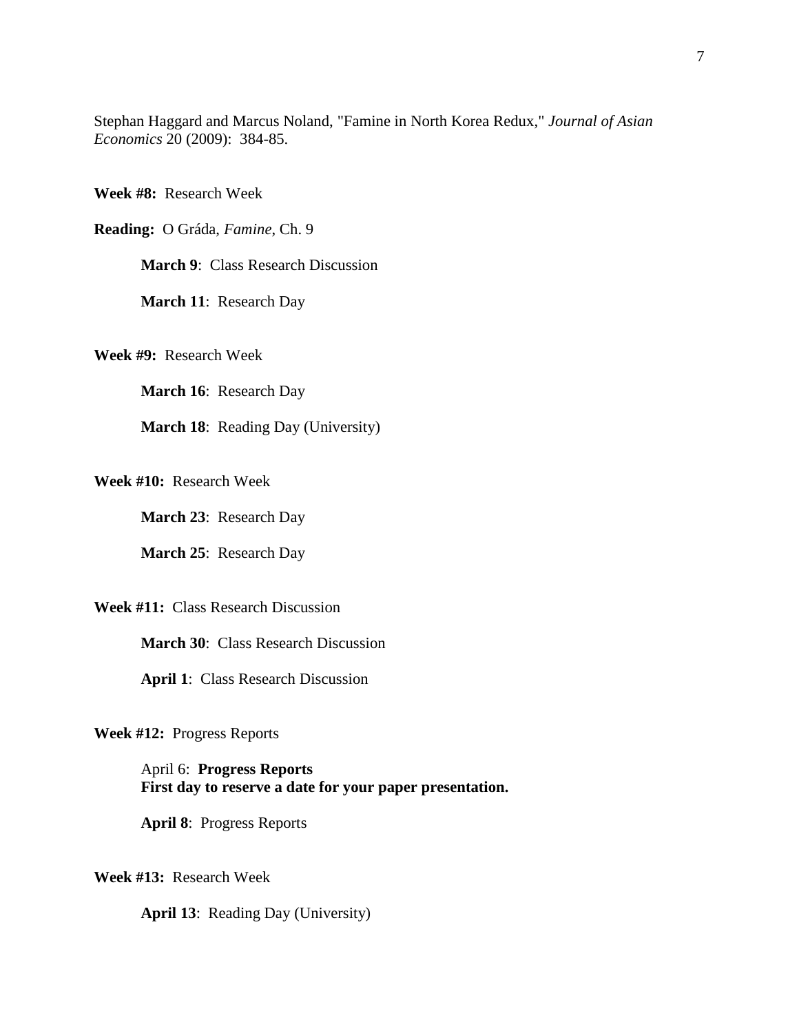Stephan Haggard and Marcus Noland, "Famine in North Korea Redux," *Journal of Asian Economics* 20 (2009): 384-85.

**Week #8:** Research Week

**Reading:** O Gráda, *Famine*, Ch. 9

**March 9**: Class Research Discussion

**March 11**: Research Day

**Week #9:** Research Week

**March 16**: Research Day

**March 18**: Reading Day (University)

**Week #10:** Research Week

**March 23**: Research Day

**March 25**: Research Day

**Week #11:** Class Research Discussion

**March 30**: Class Research Discussion

**April 1**: Class Research Discussion

**Week #12:** Progress Reports

April 6: **Progress Reports**
**First day to reserve a date for your paper presentation.**

**April 8**: Progress Reports

**Week #13:** Research Week

**April 13**: Reading Day (University)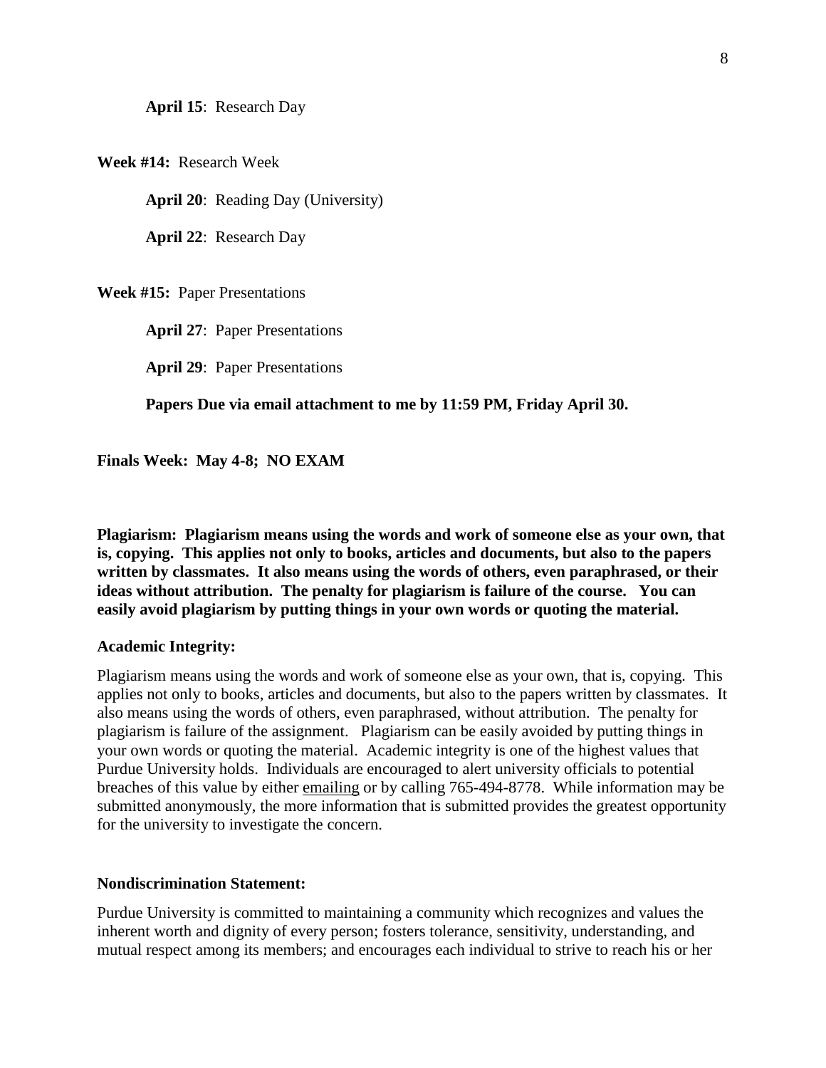**April 15**: Research Day

**Week #14:** Research Week

**April 20**: Reading Day (University)

**April 22**: Research Day

**Week #15:** Paper Presentations

**April 27**: Paper Presentations

**April 29**: Paper Presentations

**Papers Due via email attachment to me by 11:59 PM, Friday April 30.**

**Finals Week: May 4-8; NO EXAM**

**Plagiarism: Plagiarism means using the words and work of someone else as your own, that is, copying. This applies not only to books, articles and documents, but also to the papers written by classmates. It also means using the words of others, even paraphrased, or their ideas without attribution. The penalty for plagiarism is failure of the course. You can easily avoid plagiarism by putting things in your own words or quoting the material.**

**Academic Integrity:**

Plagiarism means using the words and work of someone else as your own, that is, copying. This applies not only to books, articles and documents, but also to the papers written by classmates. It also means using the words of others, even paraphrased, without attribution. The penalty for plagiarism is failure of the assignment. Plagiarism can be easily avoided by putting things in your own words or quoting the material. Academic integrity is one of the highest values that Purdue University holds. Individuals are encouraged to alert university officials to potential breaches of this value by either emailing or by calling 765-494-8778. While information may be submitted anonymously, the more information that is submitted provides the greatest opportunity for the university to investigate the concern.

**Nondiscrimination Statement:**

Purdue University is committed to maintaining a community which recognizes and values the inherent worth and dignity of every person; fosters tolerance, sensitivity, understanding, and mutual respect among its members; and encourages each individual to strive to reach his or her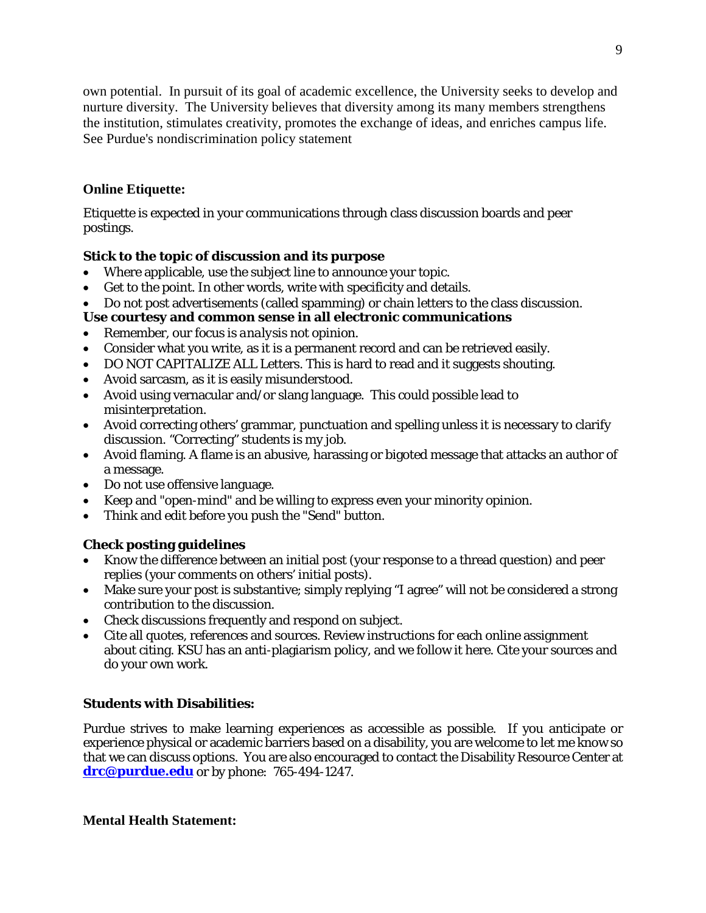own potential. In pursuit of its goal of academic excellence, the University seeks to develop and nurture diversity. The University believes that diversity among its many members strengthens the institution, stimulates creativity, promotes the exchange of ideas, and enriches campus life. See Purdue's nondiscrimination policy statement

**Online Etiquette:**

Etiquette is expected in your communications through class discussion boards and peer postings.

**Stick to the topic of discussion and its purpose**

- Where applicable, use the subject line to announce your topic.
- Get to the point. In other words, write with specificity and details.
- Do not post advertisements (called spamming) or chain letters to the class discussion.

**Use courtesy and common sense in all electronic communications**

- Remember, our focus is *analysis* not opinion.
- Consider what you write, as it is a permanent record and can be retrieved easily.
- DO NOT CAPITALIZE ALL Letters. This is hard to read and it suggests shouting.
- Avoid sarcasm, as it is easily misunderstood.
- Avoid using vernacular and/or slang language. This could possible lead to misinterpretation.
- Avoid correcting others' grammar, punctuation and spelling unless it is necessary to clarify discussion. "Correcting" students is my job.
- Avoid flaming. A flame is an abusive, harassing or bigoted message that attacks an author of a message.
- Do not use offensive language.
- Keep and "open-mind" and be willing to express even your minority opinion.
- Think and edit before you push the "Send" button.

**Check posting guidelines**

- Know the difference between an initial post (your response to a thread question) and peer replies (your comments on others' initial posts).
- Make sure your post is substantive; simply replying "I agree" will not be considered a strong contribution to the discussion.
- Check discussions frequently and respond on subject.
- Cite all quotes, references and sources. Review instructions for each online assignment about citing. KSU has an anti-plagiarism policy, and we follow it here. Cite your sources and do your own work.

**Students with Disabilities:**

Purdue strives to make learning experiences as accessible as possible. If you anticipate or experience physical or academic barriers based on a disability, you are welcome to let me know so that we can discuss options. You are also encouraged to contact the Disability Resource Center at **drc@purdue.edu** or by phone: 765-494-1247.

**Mental Health Statement:**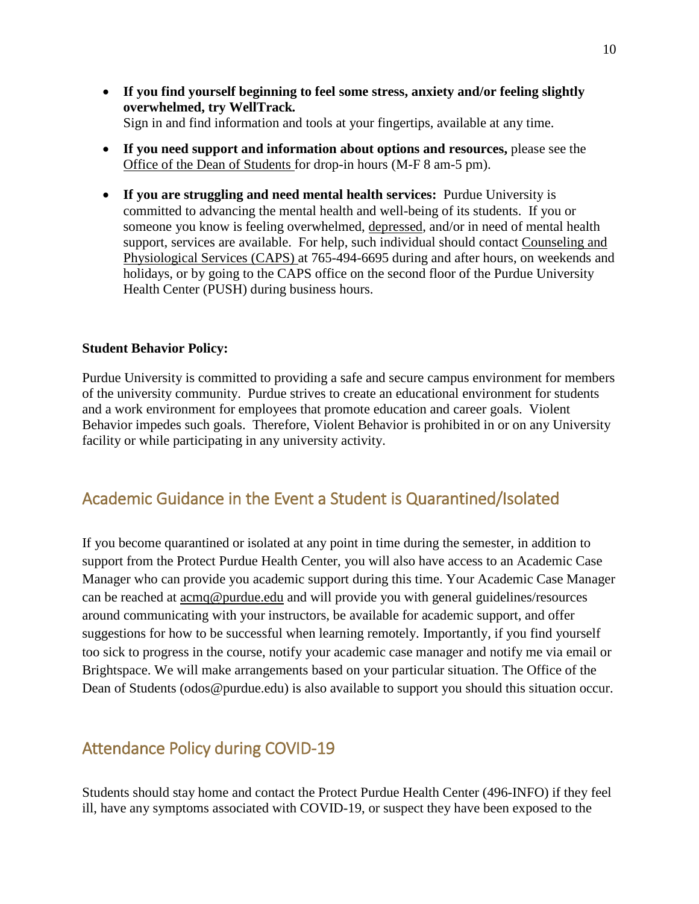- **If you find yourself beginning to feel some stress, anxiety and/or feeling slightly overwhelmed, try WellTrack.**
  Sign in and find information and tools at your fingertips, available at any time.
- **If you need support and information about options and resources,** please see the Office of the Dean of Students for drop-in hours (M-F 8 am-5 pm).
- **If you are struggling and need mental health services:** Purdue University is committed to advancing the mental health and well-being of its students. If you or someone you know is feeling overwhelmed, depressed, and/or in need of mental health support, services are available. For help, such individual should contact Counseling and Physiological Services (CAPS) at 765-494-6695 during and after hours, on weekends and holidays, or by going to the CAPS office on the second floor of the Purdue University Health Center (PUSH) during business hours.

**Student Behavior Policy:**

Purdue University is committed to providing a safe and secure campus environment for members of the university community. Purdue strives to create an educational environment for students and a work environment for employees that promote education and career goals. Violent Behavior impedes such goals. Therefore, Violent Behavior is prohibited in or on any University facility or while participating in any university activity.

## Academic Guidance in the Event a Student is Quarantined/Isolated

If you become quarantined or isolated at any point in time during the semester, in addition to support from the Protect Purdue Health Center, you will also have access to an Academic Case Manager who can provide you academic support during this time. Your Academic Case Manager can be reached at acmq@purdue.edu and will provide you with general guidelines/resources around communicating with your instructors, be available for academic support, and offer suggestions for how to be successful when learning remotely. Importantly, if you find yourself too sick to progress in the course, notify your academic case manager and notify me via email or Brightspace. We will make arrangements based on your particular situation. The Office of the Dean of Students (odos@purdue.edu) is also available to support you should this situation occur.

## Attendance Policy during COVID-19

Students should stay home and contact the Protect Purdue Health Center (496-INFO) if they feel ill, have any symptoms associated with COVID-19, or suspect they have been exposed to the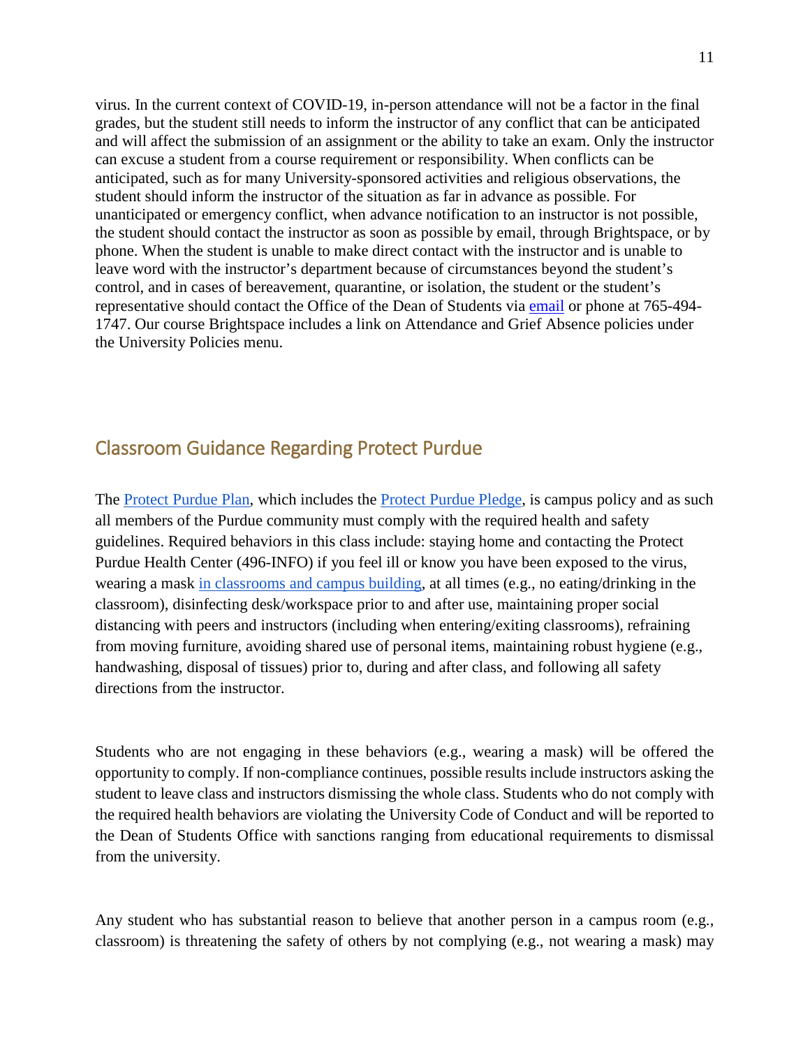virus. In the current context of COVID-19, in-person attendance will not be a factor in the final grades, but the student still needs to inform the instructor of any conflict that can be anticipated and will affect the submission of an assignment or the ability to take an exam. Only the instructor can excuse a student from a course requirement or responsibility. When conflicts can be anticipated, such as for many University-sponsored activities and religious observations, the student should inform the instructor of the situation as far in advance as possible. For unanticipated or emergency conflict, when advance notification to an instructor is not possible, the student should contact the instructor as soon as possible by email, through Brightspace, or by phone. When the student is unable to make direct contact with the instructor and is unable to leave word with the instructor's department because of circumstances beyond the student's control, and in cases of bereavement, quarantine, or isolation, the student or the student's representative should contact the Office of the Dean of Students via email or phone at 765-494-1747. Our course Brightspace includes a link on Attendance and Grief Absence policies under the University Policies menu.

## Classroom Guidance Regarding Protect Purdue

The Protect Purdue Plan, which includes the Protect Purdue Pledge, is campus policy and as such all members of the Purdue community must comply with the required health and safety guidelines. Required behaviors in this class include: staying home and contacting the Protect Purdue Health Center (496-INFO) if you feel ill or know you have been exposed to the virus, wearing a mask in classrooms and campus building, at all times (e.g., no eating/drinking in the classroom), disinfecting desk/workspace prior to and after use, maintaining proper social distancing with peers and instructors (including when entering/exiting classrooms), refraining from moving furniture, avoiding shared use of personal items, maintaining robust hygiene (e.g., handwashing, disposal of tissues) prior to, during and after class, and following all safety directions from the instructor.

Students who are not engaging in these behaviors (e.g., wearing a mask) will be offered the opportunity to comply. If non-compliance continues, possible results include instructors asking the student to leave class and instructors dismissing the whole class. Students who do not comply with the required health behaviors are violating the University Code of Conduct and will be reported to the Dean of Students Office with sanctions ranging from educational requirements to dismissal from the university.

Any student who has substantial reason to believe that another person in a campus room (e.g., classroom) is threatening the safety of others by not complying (e.g., not wearing a mask) may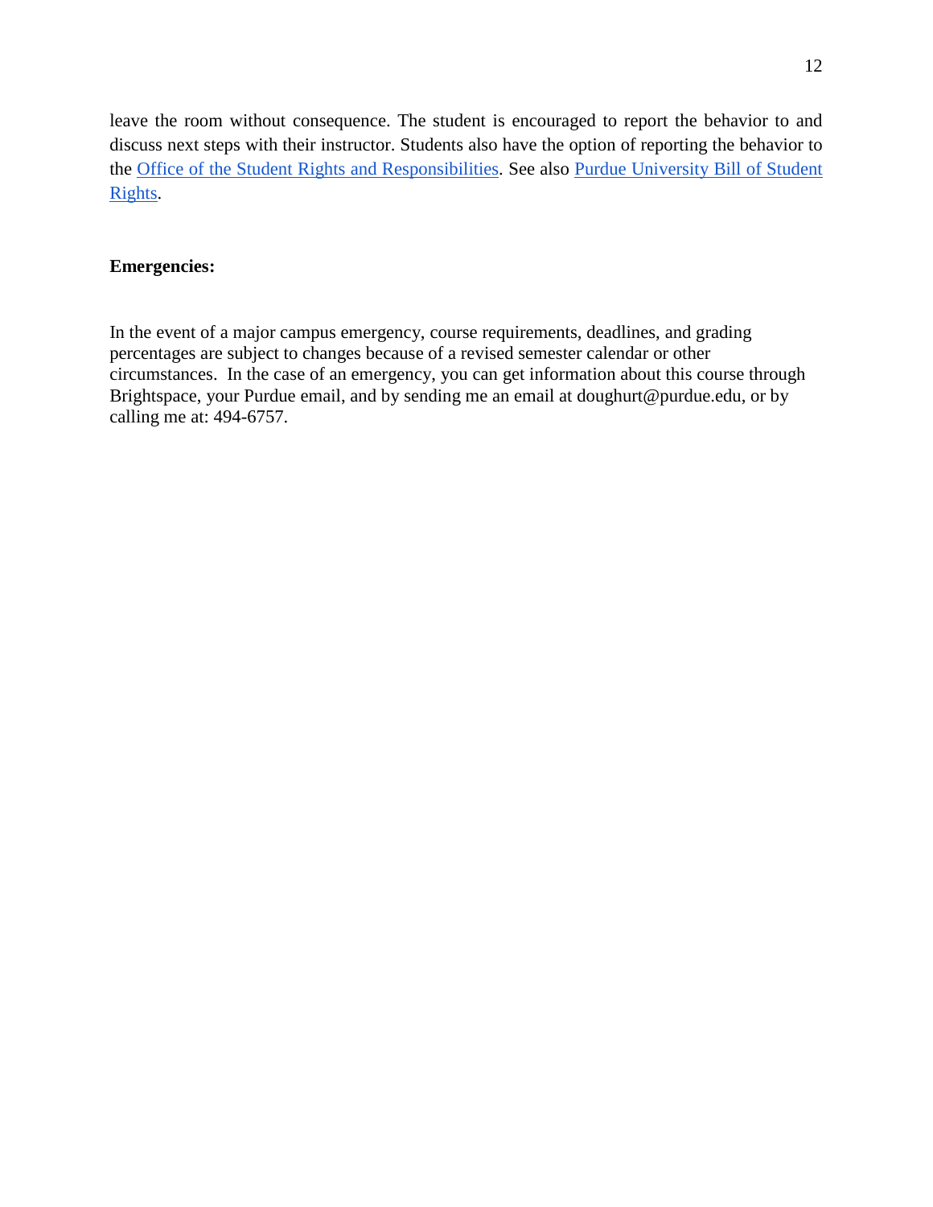leave the room without consequence. The student is encouraged to report the behavior to and discuss next steps with their instructor. Students also have the option of reporting the behavior to the Office of the Student Rights and Responsibilities. See also Purdue University Bill of Student Rights.

**Emergencies:**

In the event of a major campus emergency, course requirements, deadlines, and grading percentages are subject to changes because of a revised semester calendar or other circumstances. In the case of an emergency, you can get information about this course through Brightspace, your Purdue email, and by sending me an email at doughurt@purdue.edu, or by calling me at: 494-6757.